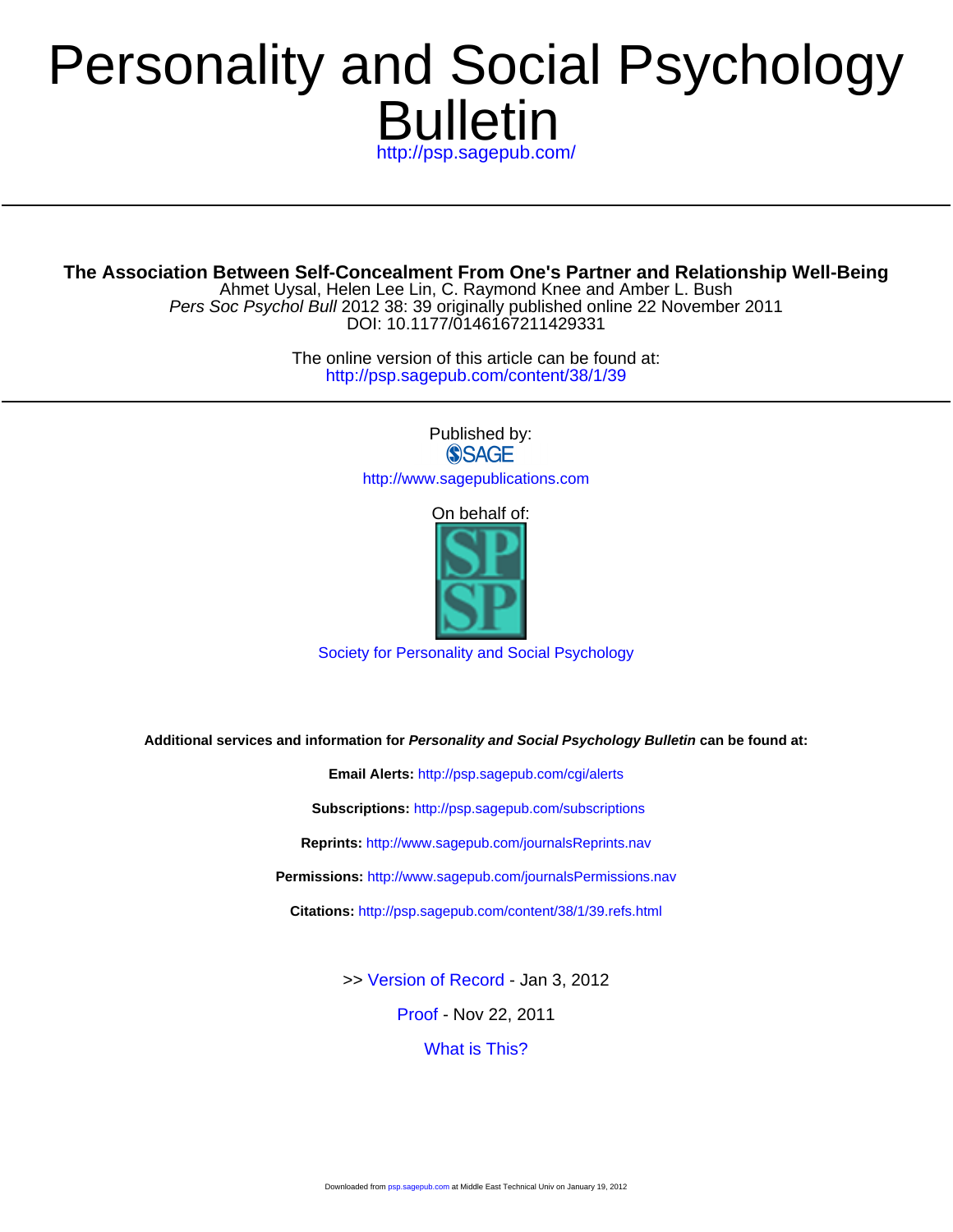# Personality and Social Psychology Bulletin

http://psp.sagepub.com/

## The Association Between Self-Concealment From One's Partner and Relationship Well-Being

Ahmet Uysal, Helen Lee Lin, C. Raymond Knee and Amber L. Bush

*Pers Soc Psychol Bull* 2012 38: 39 originally published online 22 November 2011

DOI: 10.1177/0146167211429331

The online version of this article can be found at:
http://psp.sagepub.com/content/38/1/39

Published by:

SAGE

http://www.sagepublications.com

On behalf of:

Society for Personality and Social Psychology

**Additional services and information for *Personality and Social Psychology Bulletin* can be found at:**

**Email Alerts:** http://psp.sagepub.com/cgi/alerts

**Subscriptions:** http://psp.sagepub.com/subscriptions

**Reprints:** http://www.sagepub.com/journalsReprints.nav

**Permissions:** http://www.sagepub.com/journalsPermissions.nav

**Citations:** http://psp.sagepub.com/content/38/1/39.refs.html

>> Version of Record - Jan 3, 2012

Proof - Nov 22, 2011

What is This?

Downloaded from psp.sagepub.com at Middle East Technical Univ on January 19, 2012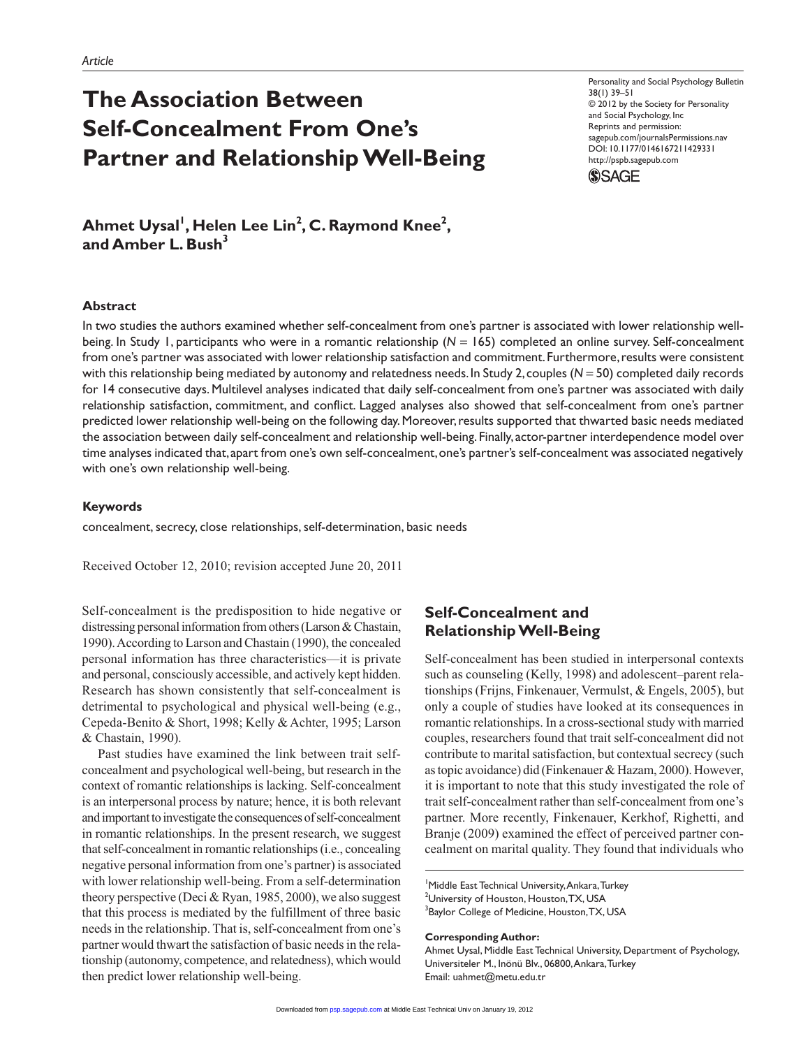Article

# The Association Between Self-Concealment From One's Partner and Relationship Well-Being

Personality and Social Psychology Bulletin
38(1) 39–51
© 2012 by the Society for Personality and Social Psychology, Inc
Reprints and permission: sagepub.com/journalsPermissions.nav
DOI: 10.1177/0146167211429331
http://pspb.sagepub.com

**Ahmet Uysal[1], Helen Lee Lin[2], C. Raymond Knee[2], and Amber L. Bush[3]**

## Abstract

In two studies the authors examined whether self-concealment from one's partner is associated with lower relationship well-being. In Study 1, participants who were in a romantic relationship ($N = 165$) completed an online survey. Self-concealment from one's partner was associated with lower relationship satisfaction and commitment. Furthermore, results were consistent with this relationship being mediated by autonomy and relatedness needs. In Study 2, couples ($N = 50$) completed daily records for 14 consecutive days. Multilevel analyses indicated that daily self-concealment from one's partner was associated with daily relationship satisfaction, commitment, and conflict. Lagged analyses also showed that self-concealment from one's partner predicted lower relationship well-being on the following day. Moreover, results supported that thwarted basic needs mediated the association between daily self-concealment and relationship well-being. Finally, actor-partner interdependence model over time analyses indicated that, apart from one's own self-concealment, one's partner's self-concealment was associated negatively with one's own relationship well-being.

## Keywords

concealment, secrecy, close relationships, self-determination, basic needs

Received October 12, 2010; revision accepted June 20, 2011

Self-concealment is the predisposition to hide negative or distressing personal information from others (Larson & Chastain, 1990). According to Larson and Chastain (1990), the concealed personal information has three characteristics—it is private and personal, consciously accessible, and actively kept hidden. Research has shown consistently that self-concealment is detrimental to psychological and physical well-being (e.g., Cepeda-Benito & Short, 1998; Kelly & Achter, 1995; Larson & Chastain, 1990).

Past studies have examined the link between trait self-concealment and psychological well-being, but research in the context of romantic relationships is lacking. Self-concealment is an interpersonal process by nature; hence, it is both relevant and important to investigate the consequences of self-concealment in romantic relationships. In the present research, we suggest that self-concealment in romantic relationships (i.e., concealing negative personal information from one's partner) is associated with lower relationship well-being. From a self-determination theory perspective (Deci & Ryan, 1985, 2000), we also suggest that this process is mediated by the fulfillment of three basic needs in the relationship. That is, self-concealment from one's partner would thwart the satisfaction of basic needs in the relationship (autonomy, competence, and relatedness), which would then predict lower relationship well-being.

## Self-Concealment and Relationship Well-Being

Self-concealment has been studied in interpersonal contexts such as counseling (Kelly, 1998) and adolescent–parent relationships (Frijns, Finkenauer, Vermulst, & Engels, 2005), but only a couple of studies have looked at its consequences in romantic relationships. In a cross-sectional study with married couples, researchers found that trait self-concealment did not contribute to marital satisfaction, but contextual secrecy (such as topic avoidance) did (Finkenauer & Hazam, 2000). However, it is important to note that this study investigated the role of trait self-concealment rather than self-concealment from one's partner. More recently, Finkenauer, Kerkhof, Righetti, and Branje (2009) examined the effect of perceived partner concealment on marital quality. They found that individuals who

[1]Middle East Technical University, Ankara, Turkey
[2]University of Houston, Houston, TX, USA
[3]Baylor College of Medicine, Houston, TX, USA

**Corresponding Author:**
Ahmet Uysal, Middle East Technical University, Department of Psychology, Universiteler M., Inönü Blv., 06800, Ankara, Turkey
Email: uahmet@metu.edu.tr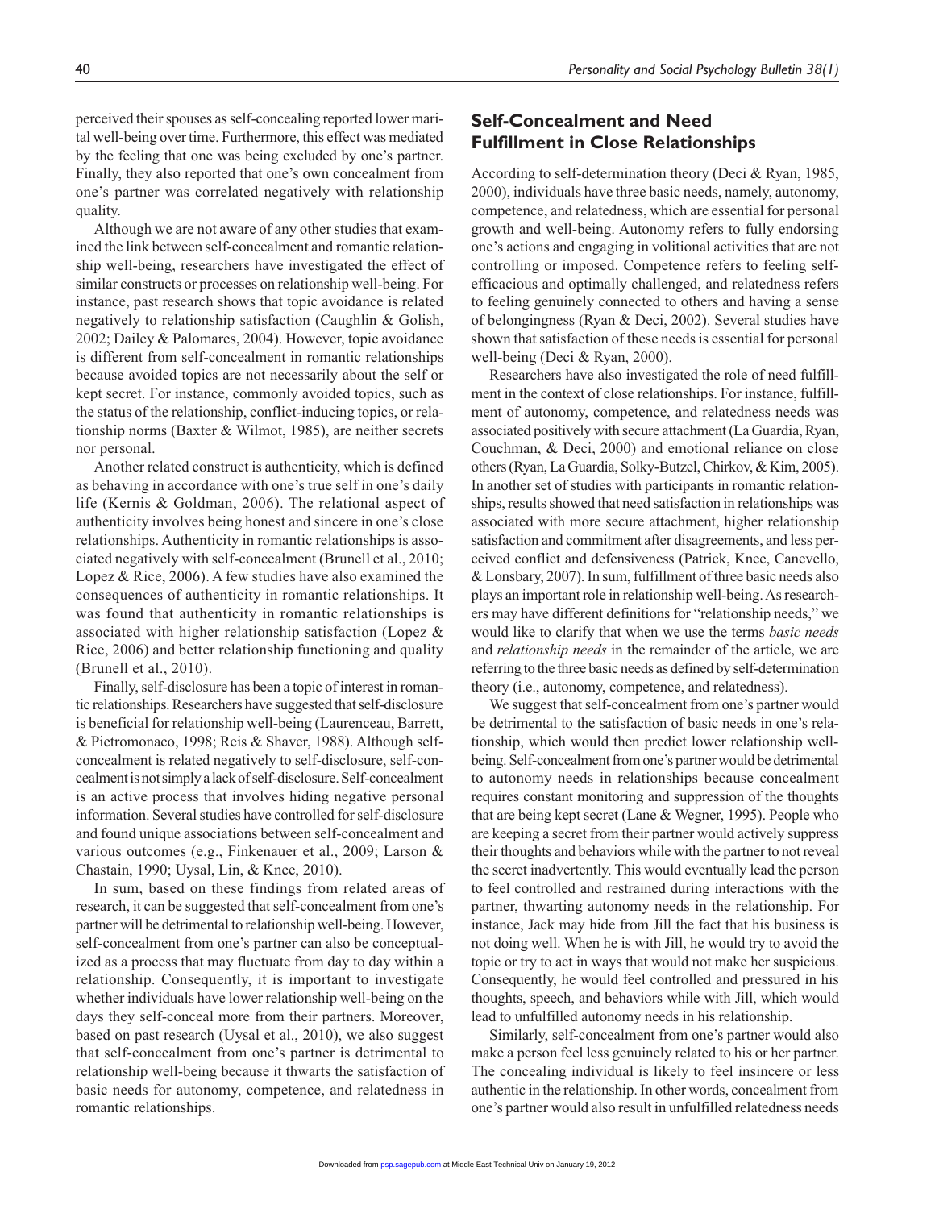perceived their spouses as self-concealing reported lower marital well-being over time. Furthermore, this effect was mediated by the feeling that one was being excluded by one's partner. Finally, they also reported that one's own concealment from one's partner was correlated negatively with relationship quality.

Although we are not aware of any other studies that examined the link between self-concealment and romantic relationship well-being, researchers have investigated the effect of similar constructs or processes on relationship well-being. For instance, past research shows that topic avoidance is related negatively to relationship satisfaction (Caughlin & Golish, 2002; Dailey & Palomares, 2004). However, topic avoidance is different from self-concealment in romantic relationships because avoided topics are not necessarily about the self or kept secret. For instance, commonly avoided topics, such as the status of the relationship, conflict-inducing topics, or relationship norms (Baxter & Wilmot, 1985), are neither secrets nor personal.

Another related construct is authenticity, which is defined as behaving in accordance with one's true self in one's daily life (Kernis & Goldman, 2006). The relational aspect of authenticity involves being honest and sincere in one's close relationships. Authenticity in romantic relationships is associated negatively with self-concealment (Brunell et al., 2010; Lopez & Rice, 2006). A few studies have also examined the consequences of authenticity in romantic relationships. It was found that authenticity in romantic relationships is associated with higher relationship satisfaction (Lopez & Rice, 2006) and better relationship functioning and quality (Brunell et al., 2010).

Finally, self-disclosure has been a topic of interest in romantic relationships. Researchers have suggested that self-disclosure is beneficial for relationship well-being (Laurenceau, Barrett, & Pietromonaco, 1998; Reis & Shaver, 1988). Although self-concealment is related negatively to self-disclosure, self-concealment is not simply a lack of self-disclosure. Self-concealment is an active process that involves hiding negative personal information. Several studies have controlled for self-disclosure and found unique associations between self-concealment and various outcomes (e.g., Finkenauer et al., 2009; Larson & Chastain, 1990; Uysal, Lin, & Knee, 2010).

In sum, based on these findings from related areas of research, it can be suggested that self-concealment from one's partner will be detrimental to relationship well-being. However, self-concealment from one's partner can also be conceptualized as a process that may fluctuate from day to day within a relationship. Consequently, it is important to investigate whether individuals have lower relationship well-being on the days they self-conceal more from their partners. Moreover, based on past research (Uysal et al., 2010), we also suggest that self-concealment from one's partner is detrimental to relationship well-being because it thwarts the satisfaction of basic needs for autonomy, competence, and relatedness in romantic relationships.

## Self-Concealment and Need Fulfillment in Close Relationships

According to self-determination theory (Deci & Ryan, 1985, 2000), individuals have three basic needs, namely, autonomy, competence, and relatedness, which are essential for personal growth and well-being. Autonomy refers to fully endorsing one's actions and engaging in volitional activities that are not controlling or imposed. Competence refers to feeling self-efficacious and optimally challenged, and relatedness refers to feeling genuinely connected to others and having a sense of belongingness (Ryan & Deci, 2002). Several studies have shown that satisfaction of these needs is essential for personal well-being (Deci & Ryan, 2000).

Researchers have also investigated the role of need fulfillment in the context of close relationships. For instance, fulfillment of autonomy, competence, and relatedness needs was associated positively with secure attachment (La Guardia, Ryan, Couchman, & Deci, 2000) and emotional reliance on close others (Ryan, La Guardia, Solky-Butzel, Chirkov, & Kim, 2005). In another set of studies with participants in romantic relationships, results showed that need satisfaction in relationships was associated with more secure attachment, higher relationship satisfaction and commitment after disagreements, and less perceived conflict and defensiveness (Patrick, Knee, Canevello, & Lonsbary, 2007). In sum, fulfillment of three basic needs also plays an important role in relationship well-being. As researchers may have different definitions for "relationship needs," we would like to clarify that when we use the terms *basic needs* and *relationship needs* in the remainder of the article, we are referring to the three basic needs as defined by self-determination theory (i.e., autonomy, competence, and relatedness).

We suggest that self-concealment from one's partner would be detrimental to the satisfaction of basic needs in one's relationship, which would then predict lower relationship well-being. Self-concealment from one's partner would be detrimental to autonomy needs in relationships because concealment requires constant monitoring and suppression of the thoughts that are being kept secret (Lane & Wegner, 1995). People who are keeping a secret from their partner would actively suppress their thoughts and behaviors while with the partner to not reveal the secret inadvertently. This would eventually lead the person to feel controlled and restrained during interactions with the partner, thwarting autonomy needs in the relationship. For instance, Jack may hide from Jill the fact that his business is not doing well. When he is with Jill, he would try to avoid the topic or try to act in ways that would not make her suspicious. Consequently, he would feel controlled and pressured in his thoughts, speech, and behaviors while with Jill, which would lead to unfulfilled autonomy needs in his relationship.

Similarly, self-concealment from one's partner would also make a person feel less genuinely related to his or her partner. The concealing individual is likely to feel insincere or less authentic in the relationship. In other words, concealment from one's partner would also result in unfulfilled relatedness needs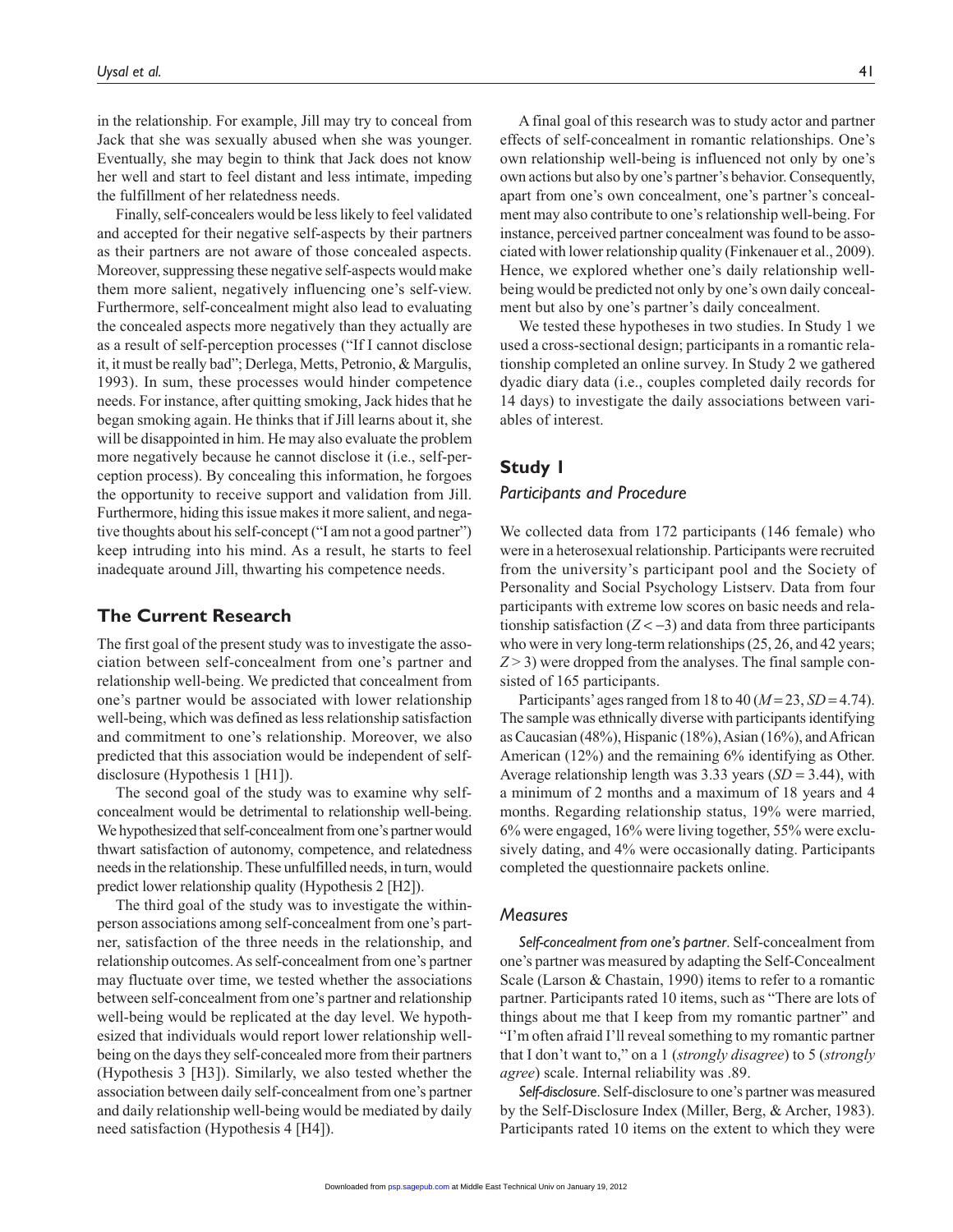in the relationship. For example, Jill may try to conceal from Jack that she was sexually abused when she was younger. Eventually, she may begin to think that Jack does not know her well and start to feel distant and less intimate, impeding the fulfillment of her relatedness needs.

Finally, self-concealers would be less likely to feel validated and accepted for their negative self-aspects by their partners as their partners are not aware of those concealed aspects. Moreover, suppressing these negative self-aspects would make them more salient, negatively influencing one's self-view. Furthermore, self-concealment might also lead to evaluating the concealed aspects more negatively than they actually are as a result of self-perception processes ("If I cannot disclose it, it must be really bad"; Derlega, Metts, Petronio, & Margulis, 1993). In sum, these processes would hinder competence needs. For instance, after quitting smoking, Jack hides that he began smoking again. He thinks that if Jill learns about it, she will be disappointed in him. He may also evaluate the problem more negatively because he cannot disclose it (i.e., self-perception process). By concealing this information, he forgoes the opportunity to receive support and validation from Jill. Furthermore, hiding this issue makes it more salient, and negative thoughts about his self-concept ("I am not a good partner") keep intruding into his mind. As a result, he starts to feel inadequate around Jill, thwarting his competence needs.

## The Current Research

The first goal of the present study was to investigate the association between self-concealment from one's partner and relationship well-being. We predicted that concealment from one's partner would be associated with lower relationship well-being, which was defined as less relationship satisfaction and commitment to one's relationship. Moreover, we also predicted that this association would be independent of self-disclosure (Hypothesis 1 [H1]).

The second goal of the study was to examine why self-concealment would be detrimental to relationship well-being. We hypothesized that self-concealment from one's partner would thwart satisfaction of autonomy, competence, and relatedness needs in the relationship. These unfulfilled needs, in turn, would predict lower relationship quality (Hypothesis 2 [H2]).

The third goal of the study was to investigate the within-person associations among self-concealment from one's partner, satisfaction of the three needs in the relationship, and relationship outcomes. As self-concealment from one's partner may fluctuate over time, we tested whether the associations between self-concealment from one's partner and relationship well-being would be replicated at the day level. We hypothesized that individuals would report lower relationship well-being on the days they self-concealed more from their partners (Hypothesis 3 [H3]). Similarly, we also tested whether the association between daily self-concealment from one's partner and daily relationship well-being would be mediated by daily need satisfaction (Hypothesis 4 [H4]).

A final goal of this research was to study actor and partner effects of self-concealment in romantic relationships. One's own relationship well-being is influenced not only by one's own actions but also by one's partner's behavior. Consequently, apart from one's own concealment, one's partner's concealment may also contribute to one's relationship well-being. For instance, perceived partner concealment was found to be associated with lower relationship quality (Finkenauer et al., 2009). Hence, we explored whether one's daily relationship well-being would be predicted not only by one's own daily concealment but also by one's partner's daily concealment.

We tested these hypotheses in two studies. In Study 1 we used a cross-sectional design; participants in a romantic relationship completed an online survey. In Study 2 we gathered dyadic diary data (i.e., couples completed daily records for 14 days) to investigate the daily associations between variables of interest.

## Study 1

### Participants and Procedure

We collected data from 172 participants (146 female) who were in a heterosexual relationship. Participants were recruited from the university's participant pool and the Society of Personality and Social Psychology Listserv. Data from four participants with extreme low scores on basic needs and relationship satisfaction ($Z < -3$) and data from three participants who were in very long-term relationships (25, 26, and 42 years; $Z > 3$) were dropped from the analyses. The final sample consisted of 165 participants.

Participants' ages ranged from 18 to 40 ($M = 23$, $SD = 4.74$). The sample was ethnically diverse with participants identifying as Caucasian (48%), Hispanic (18%), Asian (16%), and African American (12%) and the remaining 6% identifying as Other. Average relationship length was 3.33 years ($SD = 3.44$), with a minimum of 2 months and a maximum of 18 years and 4 months. Regarding relationship status, 19% were married, 6% were engaged, 16% were living together, 55% were exclusively dating, and 4% were occasionally dating. Participants completed the questionnaire packets online.

### Measures

*Self-concealment from one's partner*. Self-concealment from one's partner was measured by adapting the Self-Concealment Scale (Larson & Chastain, 1990) items to refer to a romantic partner. Participants rated 10 items, such as "There are lots of things about me that I keep from my romantic partner" and "I'm often afraid I'll reveal something to my romantic partner that I don't want to," on a 1 (*strongly disagree*) to 5 (*strongly agree*) scale. Internal reliability was .89.

*Self-disclosure*. Self-disclosure to one's partner was measured by the Self-Disclosure Index (Miller, Berg, & Archer, 1983). Participants rated 10 items on the extent to which they were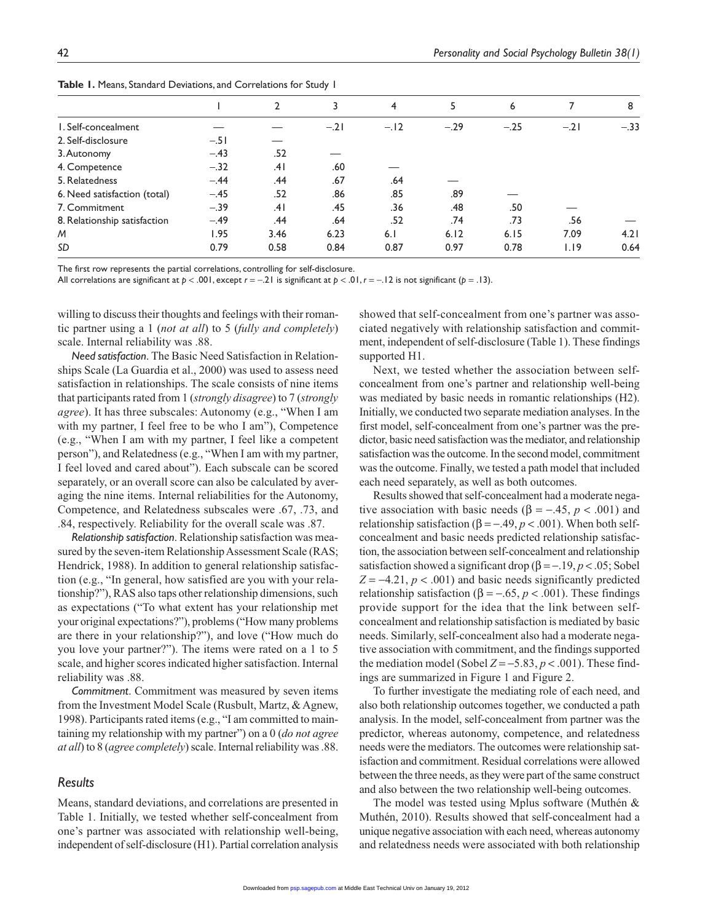**Table 1.** Means, Standard Deviations, and Correlations for Study 1

| | 1 | 2 | 3 | 4 | 5 | 6 | 7 | 8 |
|---|---|---|---|---|---|---|---|---|
| 1. Self-concealment | — | — | −.21 | −.12 | −.29 | −.25 | −.21 | −.33 |
| 2. Self-disclosure | −.51 | — | | | | | | |
| 3. Autonomy | −.43 | .52 | — | | | | | |
| 4. Competence | −.32 | .41 | .60 | — | | | | |
| 5. Relatedness | −.44 | .44 | .67 | .64 | — | | | |
| 6. Need satisfaction (total) | −.45 | .52 | .86 | .85 | .89 | — | | |
| 7. Commitment | −.39 | .41 | .45 | .36 | .48 | .50 | — | |
| 8. Relationship satisfaction | −.49 | .44 | .64 | .52 | .74 | .73 | .56 | — |
| *M* | 1.95 | 3.46 | 6.23 | 6.1 | 6.12 | 6.15 | 7.09 | 4.21 |
| *SD* | 0.79 | 0.58 | 0.84 | 0.87 | 0.97 | 0.78 | 1.19 | 0.64 |

The first row represents the partial correlations, controlling for self-disclosure.
All correlations are significant at $p < .001$, except $r = -.21$ is significant at $p < .01$, $r = -.12$ is not significant ($p = .13$).

willing to discuss their thoughts and feelings with their romantic partner using a 1 (*not at all*) to 5 (*fully and completely*) scale. Internal reliability was .88.

*Need satisfaction*. The Basic Need Satisfaction in Relationships Scale (La Guardia et al., 2000) was used to assess need satisfaction in relationships. The scale consists of nine items that participants rated from 1 (*strongly disagree*) to 7 (*strongly agree*). It has three subscales: Autonomy (e.g., "When I am with my partner, I feel free to be who I am"), Competence (e.g., "When I am with my partner, I feel like a competent person"), and Relatedness (e.g., "When I am with my partner, I feel loved and cared about"). Each subscale can be scored separately, or an overall score can also be calculated by averaging the nine items. Internal reliabilities for the Autonomy, Competence, and Relatedness subscales were .67, .73, and .84, respectively. Reliability for the overall scale was .87.

*Relationship satisfaction*. Relationship satisfaction was measured by the seven-item Relationship Assessment Scale (RAS; Hendrick, 1988). In addition to general relationship satisfaction (e.g., "In general, how satisfied are you with your relationship?"), RAS also taps other relationship dimensions, such as expectations ("To what extent has your relationship met your original expectations?"), problems ("How many problems are there in your relationship?"), and love ("How much do you love your partner?"). The items were rated on a 1 to 5 scale, and higher scores indicated higher satisfaction. Internal reliability was .88.

*Commitment*. Commitment was measured by seven items from the Investment Model Scale (Rusbult, Martz, & Agnew, 1998). Participants rated items (e.g., "I am committed to maintaining my relationship with my partner") on a 0 (*do not agree at all*) to 8 (*agree completely*) scale. Internal reliability was .88.

## Results

Means, standard deviations, and correlations are presented in Table 1. Initially, we tested whether self-concealment from one's partner was associated with relationship well-being, independent of self-disclosure (H1). Partial correlation analysis showed that self-concealment from one's partner was associated negatively with relationship satisfaction and commitment, independent of self-disclosure (Table 1). These findings supported H1.

Next, we tested whether the association between self-concealment from one's partner and relationship well-being was mediated by basic needs in romantic relationships (H2). Initially, we conducted two separate mediation analyses. In the first model, self-concealment from one's partner was the predictor, basic need satisfaction was the mediator, and relationship satisfaction was the outcome. In the second model, commitment was the outcome. Finally, we tested a path model that included each need separately, as well as both outcomes.

Results showed that self-concealment had a moderate negative association with basic needs ($\beta = -.45$, $p < .001$) and relationship satisfaction ($\beta = -.49$, $p < .001$). When both self-concealment and basic needs predicted relationship satisfaction, the association between self-concealment and relationship satisfaction showed a significant drop ($\beta = -.19$, $p < .05$; Sobel $Z = -4.21$, $p < .001$) and basic needs significantly predicted relationship satisfaction ($\beta = -.65$, $p < .001$). These findings provide support for the idea that the link between self-concealment and relationship satisfaction is mediated by basic needs. Similarly, self-concealment also had a moderate negative association with commitment, and the findings supported the mediation model (Sobel $Z = -5.83$, $p < .001$). These findings are summarized in Figure 1 and Figure 2.

To further investigate the mediating role of each need, and also both relationship outcomes together, we conducted a path analysis. In the model, self-concealment from partner was the predictor, whereas autonomy, competence, and relatedness needs were the mediators. The outcomes were relationship satisfaction and commitment. Residual correlations were allowed between the three needs, as they were part of the same construct and also between the two relationship well-being outcomes.

The model was tested using Mplus software (Muthén & Muthén, 2010). Results showed that self-concealment had a unique negative association with each need, whereas autonomy and relatedness needs were associated with both relationship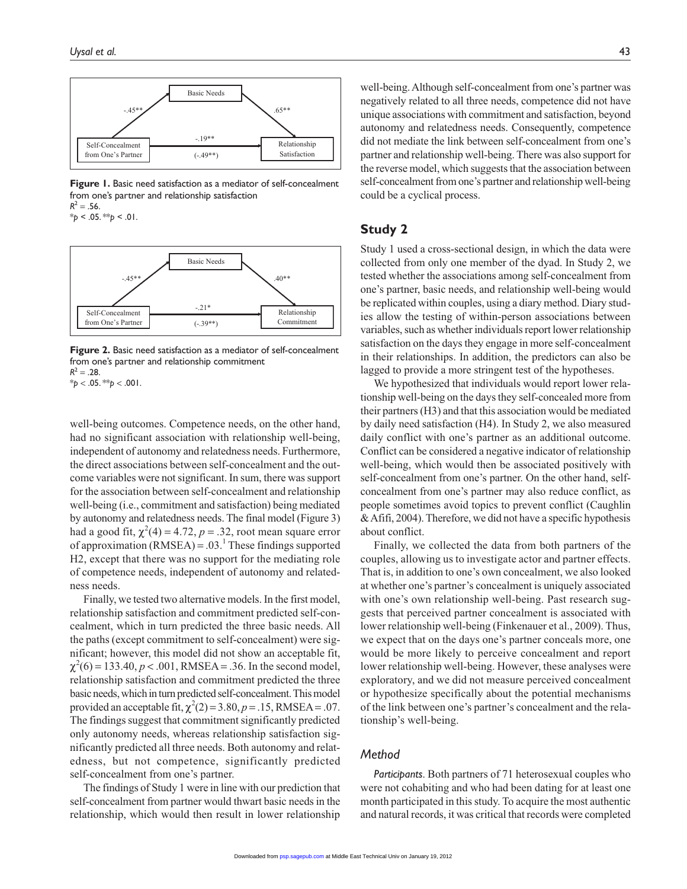Basic Needs

-.45**

.65**

-.19**

Self-Concealment from One's Partner

(-.49**)

Relationship Satisfaction

**Figure 1.** Basic need satisfaction as a mediator of self-concealment from one's partner and relationship satisfaction
$R^2 = .56$.
$*p < .05$. $**p < .01$.

Basic Needs

-.45**

.40**

-.21*

Self-Concealment from One's Partner

(-.39**)

Relationship Commitment

**Figure 2.** Basic need satisfaction as a mediator of self-concealment from one's partner and relationship commitment
$R^2 = .28$.
$*p < .05$. $**p < .001$.

well-being outcomes. Competence needs, on the other hand, had no significant association with relationship well-being, independent of autonomy and relatedness needs. Furthermore, the direct associations between self-concealment and the outcome variables were not significant. In sum, there was support for the association between self-concealment and relationship well-being (i.e., commitment and satisfaction) being mediated by autonomy and relatedness needs. The final model (Figure 3) had a good fit, $\chi^2(4) = 4.72$, $p = .32$, root mean square error of approximation (RMSEA) = .03.[1] These findings supported H2, except that there was no support for the mediating role of competence needs, independent of autonomy and relatedness needs.

Finally, we tested two alternative models. In the first model, relationship satisfaction and commitment predicted self-concealment, which in turn predicted the three basic needs. All the paths (except commitment to self-concealment) were significant; however, this model did not show an acceptable fit, $\chi^2(6) = 133.40$, $p < .001$, RMSEA = .36. In the second model, relationship satisfaction and commitment predicted the three basic needs, which in turn predicted self-concealment. This model provided an acceptable fit, $\chi^2(2) = 3.80$, $p = .15$, RMSEA = .07. The findings suggest that commitment significantly predicted only autonomy needs, whereas relationship satisfaction significantly predicted all three needs. Both autonomy and relatedness, but not competence, significantly predicted self-concealment from one's partner.

The findings of Study 1 were in line with our prediction that self-concealment from partner would thwart basic needs in the relationship, which would then result in lower relationship well-being. Although self-concealment from one's partner was negatively related to all three needs, competence did not have unique associations with commitment and satisfaction, beyond autonomy and relatedness needs. Consequently, competence did not mediate the link between self-concealment from one's partner and relationship well-being. There was also support for the reverse model, which suggests that the association between self-concealment from one's partner and relationship well-being could be a cyclical process.

## Study 2

Study 1 used a cross-sectional design, in which the data were collected from only one member of the dyad. In Study 2, we tested whether the associations among self-concealment from one's partner, basic needs, and relationship well-being would be replicated within couples, using a diary method. Diary studies allow the testing of within-person associations between variables, such as whether individuals report lower relationship satisfaction on the days they engage in more self-concealment in their relationships. In addition, the predictors can also be lagged to provide a more stringent test of the hypotheses.

We hypothesized that individuals would report lower relationship well-being on the days they self-concealed more from their partners (H3) and that this association would be mediated by daily need satisfaction (H4). In Study 2, we also measured daily conflict with one's partner as an additional outcome. Conflict can be considered a negative indicator of relationship well-being, which would then be associated positively with self-concealment from one's partner. On the other hand, self-concealment from one's partner may also reduce conflict, as people sometimes avoid topics to prevent conflict (Caughlin & Afifi, 2004). Therefore, we did not have a specific hypothesis about conflict.

Finally, we collected the data from both partners of the couples, allowing us to investigate actor and partner effects. That is, in addition to one's own concealment, we also looked at whether one's partner's concealment is uniquely associated with one's own relationship well-being. Past research suggests that perceived partner concealment is associated with lower relationship well-being (Finkenauer et al., 2009). Thus, we expect that on the days one's partner conceals more, one would be more likely to perceive concealment and report lower relationship well-being. However, these analyses were exploratory, and we did not measure perceived concealment or hypothesize specifically about the potential mechanisms of the link between one's partner's concealment and the relationship's well-being.

### Method

*Participants*. Both partners of 71 heterosexual couples who were not cohabiting and who had been dating for at least one month participated in this study. To acquire the most authentic and natural records, it was critical that records were completed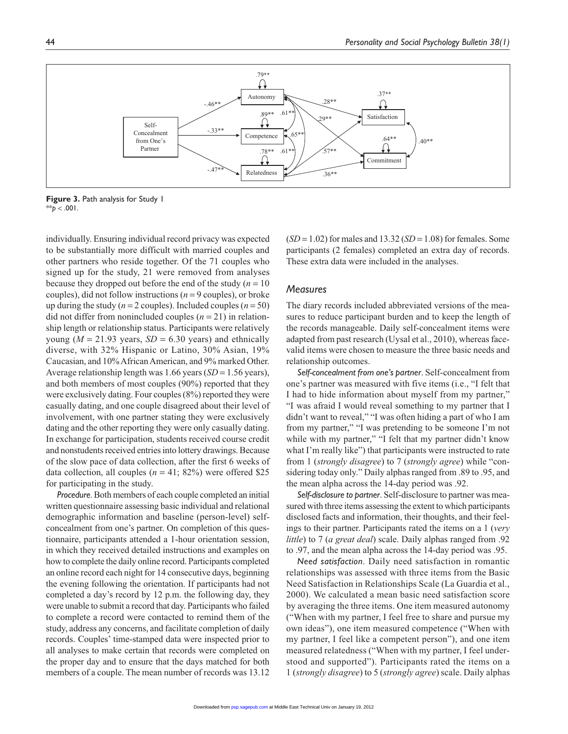Self-Concealment from One's Partner

Autonomy

Competence

Relatedness

Satisfaction

Commitment

.79**

.89**

.78**

.37**

.64**

-.46**

-.33**

-.47**

.61**

.65**

.61**

.28**

.29**

.57**

.36**

.40**

**Figure 3.** Path analysis for Study 1
$^{**}p < .001$.

individually. Ensuring individual record privacy was expected to be substantially more difficult with married couples and other partners who reside together. Of the 71 couples who signed up for the study, 21 were removed from analyses because they dropped out before the end of the study ($n = 10$ couples), did not follow instructions ($n = 9$ couples), or broke up during the study ($n = 2$ couples). Included couples ($n = 50$) did not differ from nonincluded couples ($n = 21$) in relationship length or relationship status. Participants were relatively young ($M = 21.93$ years, $SD = 6.30$ years) and ethnically diverse, with 32% Hispanic or Latino, 30% Asian, 19% Caucasian, and 10% African American, and 9% marked Other. Average relationship length was 1.66 years ($SD = 1.56$ years), and both members of most couples (90%) reported that they were exclusively dating. Four couples (8%) reported they were casually dating, and one couple disagreed about their level of involvement, with one partner stating they were exclusively dating and the other reporting they were only casually dating. In exchange for participation, students received course credit and nonstudents received entries into lottery drawings. Because of the slow pace of data collection, after the first 6 weeks of data collection, all couples ($n = 41$; 82%) were offered \$25 for participating in the study.

*Procedure*. Both members of each couple completed an initial written questionnaire assessing basic individual and relational demographic information and baseline (person-level) self-concealment from one's partner. On completion of this questionnaire, participants attended a 1-hour orientation session, in which they received detailed instructions and examples on how to complete the daily online record. Participants completed an online record each night for 14 consecutive days, beginning the evening following the orientation. If participants had not completed a day's record by 12 p.m. the following day, they were unable to submit a record that day. Participants who failed to complete a record were contacted to remind them of the study, address any concerns, and facilitate completion of daily records. Couples' time-stamped data were inspected prior to all analyses to make certain that records were completed on the proper day and to ensure that the days matched for both members of a couple. The mean number of records was 13.12 ($SD = 1.02$) for males and 13.32 ($SD = 1.08$) for females. Some participants (2 females) completed an extra day of records. These extra data were included in the analyses.

## Measures

The diary records included abbreviated versions of the measures to reduce participant burden and to keep the length of the records manageable. Daily self-concealment items were adapted from past research (Uysal et al., 2010), whereas face-valid items were chosen to measure the three basic needs and relationship outcomes.

*Self-concealment from one's partner*. Self-concealment from one's partner was measured with five items (i.e., "I felt that I had to hide information about myself from my partner," "I was afraid I would reveal something to my partner that I didn't want to reveal," "I was often hiding a part of who I am from my partner," "I was pretending to be someone I'm not while with my partner," "I felt that my partner didn't know what I'm really like") that participants were instructed to rate from 1 (*strongly disagree*) to 7 (*strongly agree*) while "considering today only." Daily alphas ranged from .89 to .95, and the mean alpha across the 14-day period was .92.

*Self-disclosure to partner*. Self-disclosure to partner was measured with three items assessing the extent to which participants disclosed facts and information, their thoughts, and their feelings to their partner. Participants rated the items on a 1 (*very little*) to 7 (*a great deal*) scale. Daily alphas ranged from .92 to .97, and the mean alpha across the 14-day period was .95.

*Need satisfaction*. Daily need satisfaction in romantic relationships was assessed with three items from the Basic Need Satisfaction in Relationships Scale (La Guardia et al., 2000). We calculated a mean basic need satisfaction score by averaging the three items. One item measured autonomy ("When with my partner, I feel free to share and pursue my own ideas"), one item measured competence ("When with my partner, I feel like a competent person"), and one item measured relatedness ("When with my partner, I feel understood and supported"). Participants rated the items on a 1 (*strongly disagree*) to 5 (*strongly agree*) scale. Daily alphas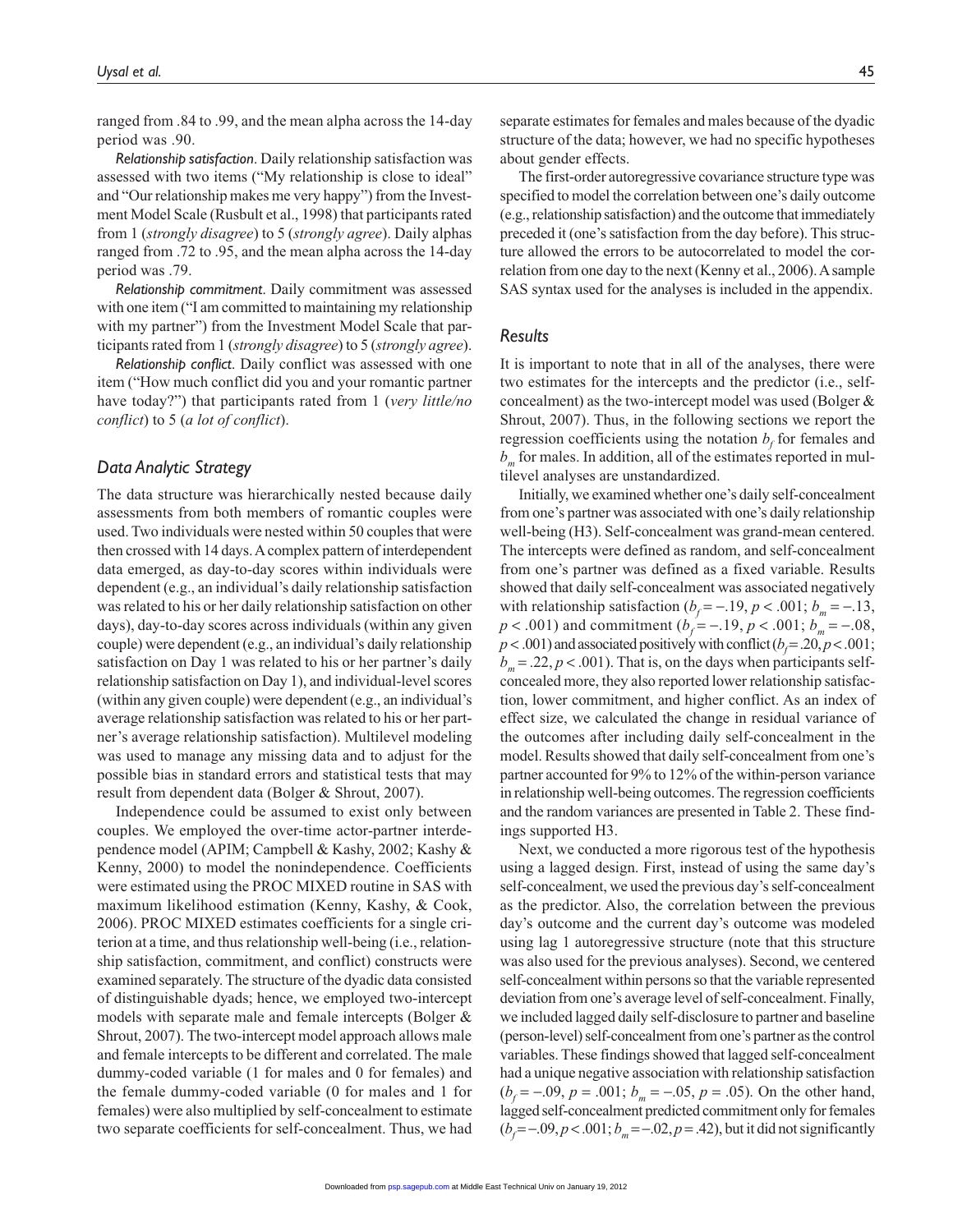ranged from .84 to .99, and the mean alpha across the 14-day period was .90.

*Relationship satisfaction*. Daily relationship satisfaction was assessed with two items ("My relationship is close to ideal" and "Our relationship makes me very happy") from the Investment Model Scale (Rusbult et al., 1998) that participants rated from 1 (*strongly disagree*) to 5 (*strongly agree*). Daily alphas ranged from .72 to .95, and the mean alpha across the 14-day period was .79.

*Relationship commitment*. Daily commitment was assessed with one item ("I am committed to maintaining my relationship with my partner") from the Investment Model Scale that participants rated from 1 (*strongly disagree*) to 5 (*strongly agree*).

*Relationship conflict*. Daily conflict was assessed with one item ("How much conflict did you and your romantic partner have today?") that participants rated from 1 (*very little/no conflict*) to 5 (*a lot of conflict*).

## Data Analytic Strategy

The data structure was hierarchically nested because daily assessments from both members of romantic couples were used. Two individuals were nested within 50 couples that were then crossed with 14 days. A complex pattern of interdependent data emerged, as day-to-day scores within individuals were dependent (e.g., an individual's daily relationship satisfaction was related to his or her daily relationship satisfaction on other days), day-to-day scores across individuals (within any given couple) were dependent (e.g., an individual's daily relationship satisfaction on Day 1 was related to his or her partner's daily relationship satisfaction on Day 1), and individual-level scores (within any given couple) were dependent (e.g., an individual's average relationship satisfaction was related to his or her partner's average relationship satisfaction). Multilevel modeling was used to manage any missing data and to adjust for the possible bias in standard errors and statistical tests that may result from dependent data (Bolger & Shrout, 2007).

Independence could be assumed to exist only between couples. We employed the over-time actor-partner interdependence model (APIM; Campbell & Kashy, 2002; Kashy & Kenny, 2000) to model the nonindependence. Coefficients were estimated using the PROC MIXED routine in SAS with maximum likelihood estimation (Kenny, Kashy, & Cook, 2006). PROC MIXED estimates coefficients for a single criterion at a time, and thus relationship well-being (i.e., relationship satisfaction, commitment, and conflict) constructs were examined separately. The structure of the dyadic data consisted of distinguishable dyads; hence, we employed two-intercept models with separate male and female intercepts (Bolger & Shrout, 2007). The two-intercept model approach allows male and female intercepts to be different and correlated. The male dummy-coded variable (1 for males and 0 for females) and the female dummy-coded variable (0 for males and 1 for females) were also multiplied by self-concealment to estimate two separate coefficients for self-concealment. Thus, we had separate estimates for females and males because of the dyadic structure of the data; however, we had no specific hypotheses about gender effects.

The first-order autoregressive covariance structure type was specified to model the correlation between one's daily outcome (e.g., relationship satisfaction) and the outcome that immediately preceded it (one's satisfaction from the day before). This structure allowed the errors to be autocorrelated to model the correlation from one day to the next (Kenny et al., 2006). A sample SAS syntax used for the analyses is included in the appendix.

## Results

It is important to note that in all of the analyses, there were two estimates for the intercepts and the predictor (i.e., self-concealment) as the two-intercept model was used (Bolger & Shrout, 2007). Thus, in the following sections we report the regression coefficients using the notation $b_f$ for females and $b_m$ for males. In addition, all of the estimates reported in multilevel analyses are unstandardized.

Initially, we examined whether one's daily self-concealment from one's partner was associated with one's daily relationship well-being (H3). Self-concealment was grand-mean centered. The intercepts were defined as random, and self-concealment from one's partner was defined as a fixed variable. Results showed that daily self-concealment was associated negatively with relationship satisfaction ($b_f = -.19$, $p < .001$; $b_m = -.13$, $p < .001$) and commitment ($b_f = -.19$, $p < .001$; $b_m = -.08$, $p < .001$) and associated positively with conflict ($b_f = .20$, $p < .001$; $b_m = .22$, $p < .001$). That is, on the days when participants self-concealed more, they also reported lower relationship satisfaction, lower commitment, and higher conflict. As an index of effect size, we calculated the change in residual variance of the outcomes after including daily self-concealment in the model. Results showed that daily self-concealment from one's partner accounted for 9% to 12% of the within-person variance in relationship well-being outcomes. The regression coefficients and the random variances are presented in Table 2. These findings supported H3.

Next, we conducted a more rigorous test of the hypothesis using a lagged design. First, instead of using the same day's self-concealment, we used the previous day's self-concealment as the predictor. Also, the correlation between the previous day's outcome and the current day's outcome was modeled using lag 1 autoregressive structure (note that this structure was also used for the previous analyses). Second, we centered self-concealment within persons so that the variable represented deviation from one's average level of self-concealment. Finally, we included lagged daily self-disclosure to partner and baseline (person-level) self-concealment from one's partner as the control variables. These findings showed that lagged self-concealment had a unique negative association with relationship satisfaction ($b_f = -.09$, $p = .001$; $b_m = -.05$, $p = .05$). On the other hand, lagged self-concealment predicted commitment only for females ($b_f = -.09$, $p < .001$; $b_m = -.02$, $p = .42$), but it did not significantly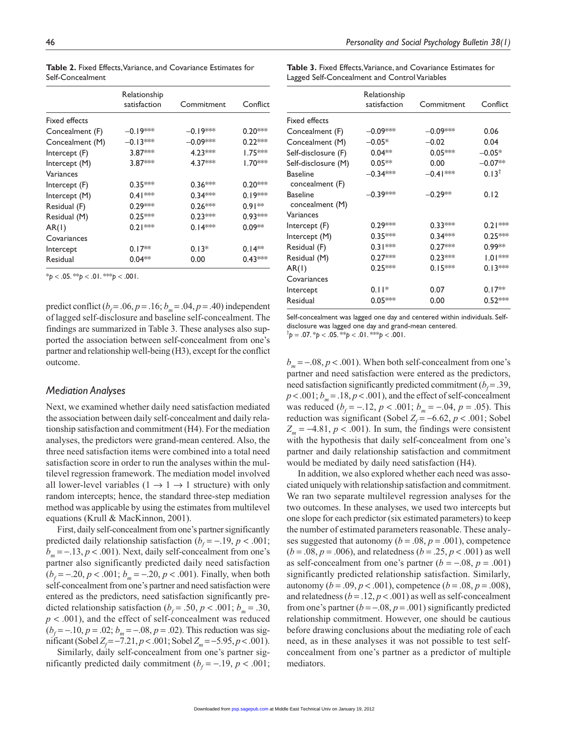**Table 2.** Fixed Effects, Variance, and Covariance Estimates for Self-Concealment

| | Relationship satisfaction | Commitment | Conflict |
|---|---|---|---|
| Fixed effects | | | |
| Concealment (F) | −0.19*** | −0.19*** | 0.20*** |
| Concealment (M) | −0.13*** | −0.09*** | 0.22*** |
| Intercept (F) | 3.87*** | 4.23*** | 1.75*** |
| Intercept (M) | 3.87*** | 4.37*** | 1.70*** |
| Variances | | | |
| Intercept (F) | 0.35*** | 0.36*** | 0.20*** |
| Intercept (M) | 0.41*** | 0.34*** | 0.19*** |
| Residual (F) | 0.29*** | 0.26*** | 0.91** |
| Residual (M) | 0.25*** | 0.23*** | 0.93*** |
| AR(1) | 0.21*** | 0.14*** | 0.09** |
| Covariances | | | |
| Intercept | 0.17** | 0.13* | 0.14** |
| Residual | 0.04** | 0.00 | 0.43*** |

*$p < .05$. **$p < .01$. ***$p < .001$.

predict conflict ($b_f = .06, p = .16$; $b_m = .04, p = .40$) independent of lagged self-disclosure and baseline self-concealment. The findings are summarized in Table 3. These analyses also supported the association between self-concealment from one's partner and relationship well-being (H3), except for the conflict outcome.

**Table 3.** Fixed Effects, Variance, and Covariance Estimates for Lagged Self-Concealment and Control Variables

| | Relationship satisfaction | Commitment | Conflict |
|---|---|---|---|
| Fixed effects | | | |
| Concealment (F) | −0.09*** | −0.09*** | 0.06 |
| Concealment (M) | −0.05* | −0.02 | 0.04 |
| Self-disclosure (F) | 0.04** | 0.05*** | −0.05* |
| Self-disclosure (M) | 0.05** | 0.00 | −0.07** |
| Baseline concealment (F) | −0.34*** | −0.41*** | 0.13[†] |
| Baseline concealment (M) | −0.39*** | −0.29** | 0.12 |
| Variances | | | |
| Intercept (F) | 0.29*** | 0.33*** | 0.21*** |
| Intercept (M) | 0.35*** | 0.34*** | 0.25*** |
| Residual (F) | 0.31*** | 0.27*** | 0.99** |
| Residual (M) | 0.27*** | 0.23*** | 1.01*** |
| AR(1) | 0.25*** | 0.15*** | 0.13*** |
| Covariances | | | |
| Intercept | 0.11* | 0.07 | 0.17** |
| Residual | 0.05*** | 0.00 | 0.52*** |

Self-concealment was lagged one day and centered within individuals. Self-disclosure was lagged one day and grand-mean centered.
[†]$p = .07$. *$p < .05$. **$p < .01$. ***$p < .001$.

## Mediation Analyses

Next, we examined whether daily need satisfaction mediated the association between daily self-concealment and daily relationship satisfaction and commitment (H4). For the mediation analyses, the predictors were grand-mean centered. Also, the three need satisfaction items were combined into a total need satisfaction score in order to run the analyses within the multilevel regression framework. The mediation model involved all lower-level variables ($1 \rightarrow 1 \rightarrow 1$ structure) with only random intercepts; hence, the standard three-step mediation method was applicable by using the estimates from multilevel equations (Krull & MacKinnon, 2001).

First, daily self-concealment from one's partner significantly predicted daily relationship satisfaction ($b_f = -.19, p < .001$; $b_m = -.13, p < .001$). Next, daily self-concealment from one's partner also significantly predicted daily need satisfaction ($b_f = -.20, p < .001$; $b_m = -.20, p < .001$). Finally, when both self-concealment from one's partner and need satisfaction were entered as the predictors, need satisfaction significantly predicted relationship satisfaction ($b_f = .50, p < .001$; $b_m = .30$, $p < .001$), and the effect of self-concealment was reduced ($b_f = -.10, p = .02$; $b_m = -.08, p = .02$). This reduction was significant (Sobel $Z_f = -7.21, p < .001$; Sobel $Z_m = -5.95, p < .001$).

Similarly, daily self-concealment from one's partner significantly predicted daily commitment ($b_f = -.19, p < .001$; $b_m = -.08, p < .001$). When both self-concealment from one's partner and need satisfaction were entered as the predictors, need satisfaction significantly predicted commitment ($b_f = .39$, $p < .001$; $b_m = .18, p < .001$), and the effect of self-concealment was reduced ($b_f = -.12, p < .001$; $b_m = -.04, p = .05$). This reduction was significant (Sobel $Z_f = -6.62, p < .001$; Sobel $Z_m = -4.81, p < .001$). In sum, the findings were consistent with the hypothesis that daily self-concealment from one's partner and daily relationship satisfaction and commitment would be mediated by daily need satisfaction (H4).

In addition, we also explored whether each need was associated uniquely with relationship satisfaction and commitment. We ran two separate multilevel regression analyses for the two outcomes. In these analyses, we used two intercepts but one slope for each predictor (six estimated parameters) to keep the number of estimated parameters reasonable. These analyses suggested that autonomy ($b = .08, p = .001$), competence ($b = .08, p = .006$), and relatedness ($b = .25, p < .001$) as well as self-concealment from one's partner ($b = -.08, p = .001$) significantly predicted relationship satisfaction. Similarly, autonomy ($b = .09, p < .001$), competence ($b = .08, p = .008$), and relatedness ($b = .12, p < .001$) as well as self-concealment from one's partner ($b = -.08, p = .001$) significantly predicted relationship commitment. However, one should be cautious before drawing conclusions about the mediating role of each need, as in these analyses it was not possible to test self-concealment from one's partner as a predictor of multiple mediators.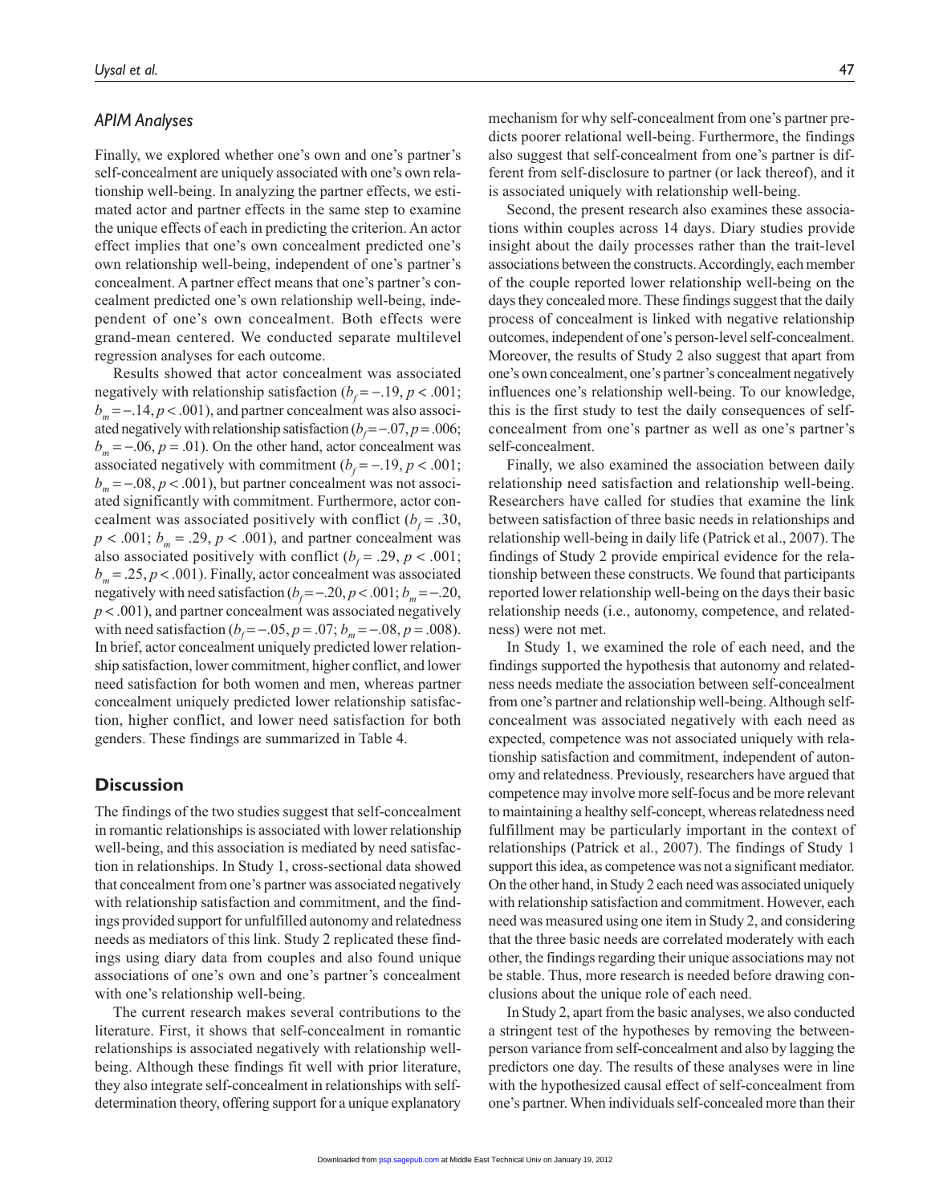### APIM Analyses

Finally, we explored whether one's own and one's partner's self-concealment are uniquely associated with one's own relationship well-being. In analyzing the partner effects, we estimated actor and partner effects in the same step to examine the unique effects of each in predicting the criterion. An actor effect implies that one's own concealment predicted one's own relationship well-being, independent of one's partner's concealment. A partner effect means that one's partner's concealment predicted one's own relationship well-being, independent of one's own concealment. Both effects were grand-mean centered. We conducted separate multilevel regression analyses for each outcome.

Results showed that actor concealment was associated negatively with relationship satisfaction ($b_f = -.19$, $p < .001$; $b_m = -.14$, $p < .001$), and partner concealment was also associated negatively with relationship satisfaction ($b_f = -.07$, $p = .006$; $b_m = -.06$, $p = .01$). On the other hand, actor concealment was associated negatively with commitment ($b_f = -.19$, $p < .001$; $b_m = -.08$, $p < .001$), but partner concealment was not associated significantly with commitment. Furthermore, actor concealment was associated positively with conflict ($b_f = .30$, $p < .001$; $b_m = .29$, $p < .001$), and partner concealment was also associated positively with conflict ($b_f = .29$, $p < .001$; $b_m = .25$, $p < .001$). Finally, actor concealment was associated negatively with need satisfaction ($b_f = -.20$, $p < .001$; $b_m = -.20$, $p < .001$), and partner concealment was associated negatively with need satisfaction ($b_f = -.05$, $p = .07$; $b_m = -.08$, $p = .008$). In brief, actor concealment uniquely predicted lower relationship satisfaction, lower commitment, higher conflict, and lower need satisfaction for both women and men, whereas partner concealment uniquely predicted lower relationship satisfaction, higher conflict, and lower need satisfaction for both genders. These findings are summarized in Table 4.

## Discussion

The findings of the two studies suggest that self-concealment in romantic relationships is associated with lower relationship well-being, and this association is mediated by need satisfaction in relationships. In Study 1, cross-sectional data showed that concealment from one's partner was associated negatively with relationship satisfaction and commitment, and the findings provided support for unfulfilled autonomy and relatedness needs as mediators of this link. Study 2 replicated these findings using diary data from couples and also found unique associations of one's own and one's partner's concealment with one's relationship well-being.

The current research makes several contributions to the literature. First, it shows that self-concealment in romantic relationships is associated negatively with relationship well-being. Although these findings fit well with prior literature, they also integrate self-concealment in relationships with self-determination theory, offering support for a unique explanatory mechanism for why self-concealment from one's partner predicts poorer relational well-being. Furthermore, the findings also suggest that self-concealment from one's partner is different from self-disclosure to partner (or lack thereof), and it is associated uniquely with relationship well-being.

Second, the present research also examines these associations within couples across 14 days. Diary studies provide insight about the daily processes rather than the trait-level associations between the constructs. Accordingly, each member of the couple reported lower relationship well-being on the days they concealed more. These findings suggest that the daily process of concealment is linked with negative relationship outcomes, independent of one's person-level self-concealment. Moreover, the results of Study 2 also suggest that apart from one's own concealment, one's partner's concealment negatively influences one's relationship well-being. To our knowledge, this is the first study to test the daily consequences of self-concealment from one's partner as well as one's partner's self-concealment.

Finally, we also examined the association between daily relationship need satisfaction and relationship well-being. Researchers have called for studies that examine the link between satisfaction of three basic needs in relationships and relationship well-being in daily life (Patrick et al., 2007). The findings of Study 2 provide empirical evidence for the relationship between these constructs. We found that participants reported lower relationship well-being on the days their basic relationship needs (i.e., autonomy, competence, and relatedness) were not met.

In Study 1, we examined the role of each need, and the findings supported the hypothesis that autonomy and relatedness needs mediate the association between self-concealment from one's partner and relationship well-being. Although self-concealment was associated negatively with each need as expected, competence was not associated uniquely with relationship satisfaction and commitment, independent of autonomy and relatedness. Previously, researchers have argued that competence may involve more self-focus and be more relevant to maintaining a healthy self-concept, whereas relatedness need fulfillment may be particularly important in the context of relationships (Patrick et al., 2007). The findings of Study 1 support this idea, as competence was not a significant mediator. On the other hand, in Study 2 each need was associated uniquely with relationship satisfaction and commitment. However, each need was measured using one item in Study 2, and considering that the three basic needs are correlated moderately with each other, the findings regarding their unique associations may not be stable. Thus, more research is needed before drawing conclusions about the unique role of each need.

In Study 2, apart from the basic analyses, we also conducted a stringent test of the hypotheses by removing the between-person variance from self-concealment and also by lagging the predictors one day. The results of these analyses were in line with the hypothesized causal effect of self-concealment from one's partner. When individuals self-concealed more than their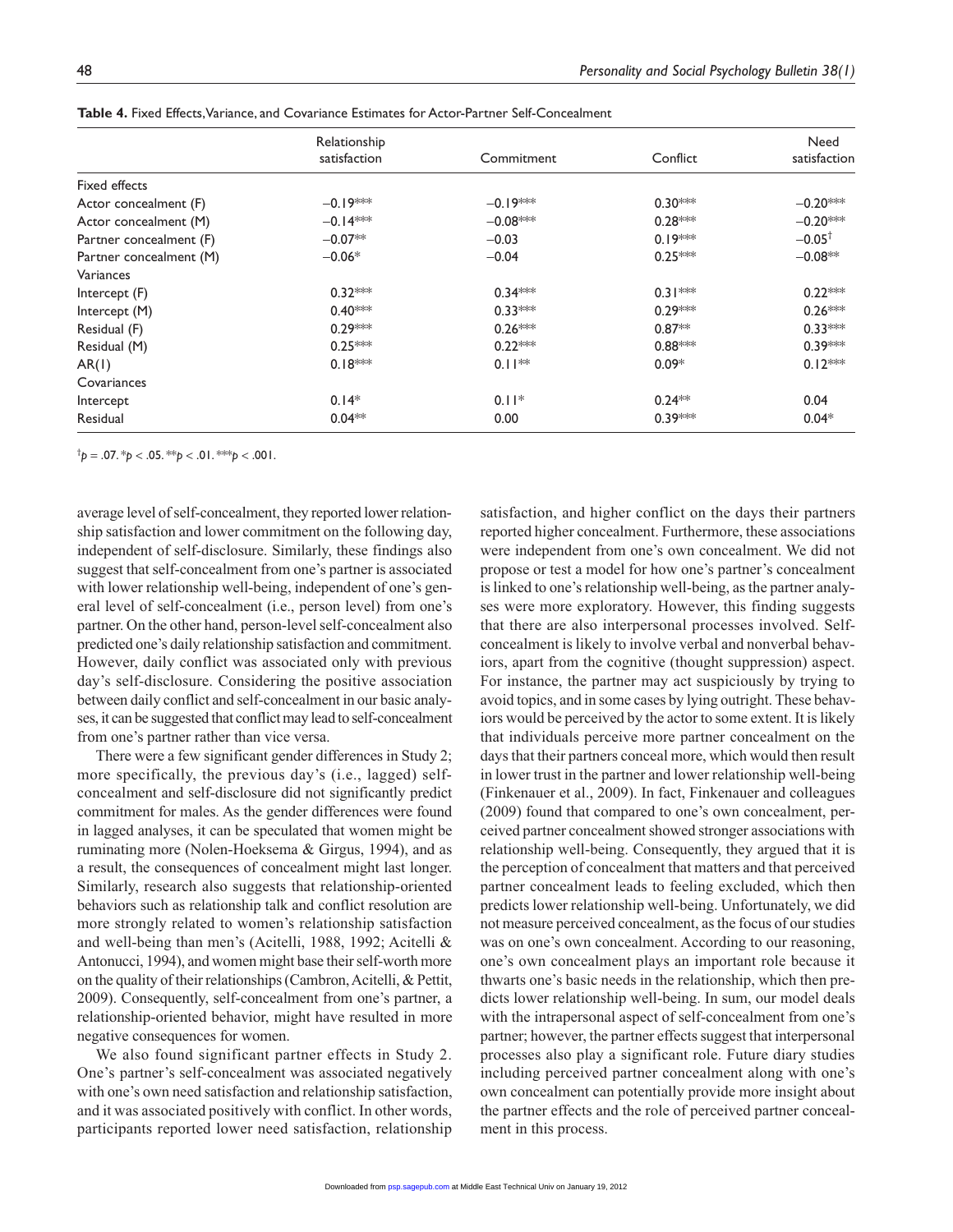**Table 4.** Fixed Effects, Variance, and Covariance Estimates for Actor-Partner Self-Concealment

| | Relationship satisfaction | Commitment | Conflict | Need satisfaction |
|---|---|---|---|---|
| Fixed effects | | | | |
| Actor concealment (F) | −0.19*** | −0.19*** | 0.30*** | −0.20*** |
| Actor concealment (M) | −0.14*** | −0.08*** | 0.28*** | −0.20*** |
| Partner concealment (F) | −0.07** | −0.03 | 0.19*** | −0.05† |
| Partner concealment (M) | −0.06* | −0.04 | 0.25*** | −0.08** |
| Variances | | | | |
| Intercept (F) | 0.32*** | 0.34*** | 0.31*** | 0.22*** |
| Intercept (M) | 0.40*** | 0.33*** | 0.29*** | 0.26*** |
| Residual (F) | 0.29*** | 0.26*** | 0.87** | 0.33*** |
| Residual (M) | 0.25*** | 0.22*** | 0.88*** | 0.39*** |
| AR(1) | 0.18*** | 0.11** | 0.09* | 0.12*** |
| Covariances | | | | |
| Intercept | 0.14* | 0.11* | 0.24** | 0.04 |
| Residual | 0.04** | 0.00 | 0.39*** | 0.04* |

†$p = .07$. *$p < .05$. **$p < .01$. ***$p < .001$.

average level of self-concealment, they reported lower relationship satisfaction and lower commitment on the following day, independent of self-disclosure. Similarly, these findings also suggest that self-concealment from one's partner is associated with lower relationship well-being, independent of one's general level of self-concealment (i.e., person level) from one's partner. On the other hand, person-level self-concealment also predicted one's daily relationship satisfaction and commitment. However, daily conflict was associated only with previous day's self-disclosure. Considering the positive association between daily conflict and self-concealment in our basic analyses, it can be suggested that conflict may lead to self-concealment from one's partner rather than vice versa.

There were a few significant gender differences in Study 2; more specifically, the previous day's (i.e., lagged) self-concealment and self-disclosure did not significantly predict commitment for males. As the gender differences were found in lagged analyses, it can be speculated that women might be ruminating more (Nolen-Hoeksema & Girgus, 1994), and as a result, the consequences of concealment might last longer. Similarly, research also suggests that relationship-oriented behaviors such as relationship talk and conflict resolution are more strongly related to women's relationship satisfaction and well-being than men's (Acitelli, 1988, 1992; Acitelli & Antonucci, 1994), and women might base their self-worth more on the quality of their relationships (Cambron, Acitelli, & Pettit, 2009). Consequently, self-concealment from one's partner, a relationship-oriented behavior, might have resulted in more negative consequences for women.

We also found significant partner effects in Study 2. One's partner's self-concealment was associated negatively with one's own need satisfaction and relationship satisfaction, and it was associated positively with conflict. In other words, participants reported lower need satisfaction, relationship satisfaction, and higher conflict on the days their partners reported higher concealment. Furthermore, these associations were independent from one's own concealment. We did not propose or test a model for how one's partner's concealment is linked to one's relationship well-being, as the partner analyses were more exploratory. However, this finding suggests that there are also interpersonal processes involved. Self-concealment is likely to involve verbal and nonverbal behaviors, apart from the cognitive (thought suppression) aspect. For instance, the partner may act suspiciously by trying to avoid topics, and in some cases by lying outright. These behaviors would be perceived by the actor to some extent. It is likely that individuals perceive more partner concealment on the days that their partners conceal more, which would then result in lower trust in the partner and lower relationship well-being (Finkenauer et al., 2009). In fact, Finkenauer and colleagues (2009) found that compared to one's own concealment, perceived partner concealment showed stronger associations with relationship well-being. Consequently, they argued that it is the perception of concealment that matters and that perceived partner concealment leads to feeling excluded, which then predicts lower relationship well-being. Unfortunately, we did not measure perceived concealment, as the focus of our studies was on one's own concealment. According to our reasoning, one's own concealment plays an important role because it thwarts one's basic needs in the relationship, which then predicts lower relationship well-being. In sum, our model deals with the intrapersonal aspect of self-concealment from one's partner; however, the partner effects suggest that interpersonal processes also play a significant role. Future diary studies including perceived partner concealment along with one's own concealment can potentially provide more insight about the partner effects and the role of perceived partner concealment in this process.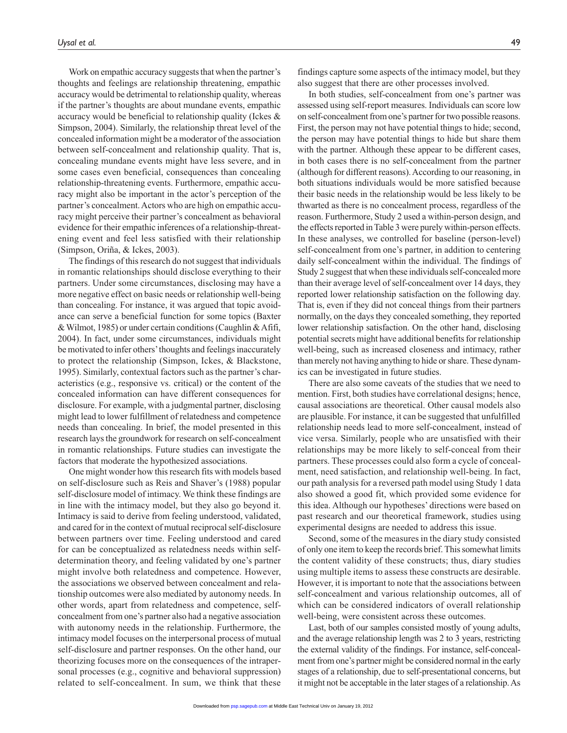Work on empathic accuracy suggests that when the partner's thoughts and feelings are relationship threatening, empathic accuracy would be detrimental to relationship quality, whereas if the partner's thoughts are about mundane events, empathic accuracy would be beneficial to relationship quality (Ickes & Simpson, 2004). Similarly, the relationship threat level of the concealed information might be a moderator of the association between self-concealment and relationship quality. That is, concealing mundane events might have less severe, and in some cases even beneficial, consequences than concealing relationship-threatening events. Furthermore, empathic accuracy might also be important in the actor's perception of the partner's concealment. Actors who are high on empathic accuracy might perceive their partner's concealment as behavioral evidence for their empathic inferences of a relationship-threatening event and feel less satisfied with their relationship (Simpson, Oriña, & Ickes, 2003).

The findings of this research do not suggest that individuals in romantic relationships should disclose everything to their partners. Under some circumstances, disclosing may have a more negative effect on basic needs or relationship well-being than concealing. For instance, it was argued that topic avoidance can serve a beneficial function for some topics (Baxter & Wilmot, 1985) or under certain conditions (Caughlin & Afifi, 2004). In fact, under some circumstances, individuals might be motivated to infer others' thoughts and feelings inaccurately to protect the relationship (Simpson, Ickes, & Blackstone, 1995). Similarly, contextual factors such as the partner's characteristics (e.g., responsive vs. critical) or the content of the concealed information can have different consequences for disclosure. For example, with a judgmental partner, disclosing might lead to lower fulfillment of relatedness and competence needs than concealing. In brief, the model presented in this research lays the groundwork for research on self-concealment in romantic relationships. Future studies can investigate the factors that moderate the hypothesized associations.

One might wonder how this research fits with models based on self-disclosure such as Reis and Shaver's (1988) popular self-disclosure model of intimacy. We think these findings are in line with the intimacy model, but they also go beyond it. Intimacy is said to derive from feeling understood, validated, and cared for in the context of mutual reciprocal self-disclosure between partners over time. Feeling understood and cared for can be conceptualized as relatedness needs within self-determination theory, and feeling validated by one's partner might involve both relatedness and competence. However, the associations we observed between concealment and relationship outcomes were also mediated by autonomy needs. In other words, apart from relatedness and competence, self-concealment from one's partner also had a negative association with autonomy needs in the relationship. Furthermore, the intimacy model focuses on the interpersonal process of mutual self-disclosure and partner responses. On the other hand, our theorizing focuses more on the consequences of the intrapersonal processes (e.g., cognitive and behavioral suppression) related to self-concealment. In sum, we think that these findings capture some aspects of the intimacy model, but they also suggest that there are other processes involved.

In both studies, self-concealment from one's partner was assessed using self-report measures. Individuals can score low on self-concealment from one's partner for two possible reasons. First, the person may not have potential things to hide; second, the person may have potential things to hide but share them with the partner. Although these appear to be different cases, in both cases there is no self-concealment from the partner (although for different reasons). According to our reasoning, in both situations individuals would be more satisfied because their basic needs in the relationship would be less likely to be thwarted as there is no concealment process, regardless of the reason. Furthermore, Study 2 used a within-person design, and the effects reported in Table 3 were purely within-person effects. In these analyses, we controlled for baseline (person-level) self-concealment from one's partner, in addition to centering daily self-concealment within the individual. The findings of Study 2 suggest that when these individuals self-concealed more than their average level of self-concealment over 14 days, they reported lower relationship satisfaction on the following day. That is, even if they did not conceal things from their partners normally, on the days they concealed something, they reported lower relationship satisfaction. On the other hand, disclosing potential secrets might have additional benefits for relationship well-being, such as increased closeness and intimacy, rather than merely not having anything to hide or share. These dynamics can be investigated in future studies.

There are also some caveats of the studies that we need to mention. First, both studies have correlational designs; hence, causal associations are theoretical. Other causal models also are plausible. For instance, it can be suggested that unfulfilled relationship needs lead to more self-concealment, instead of vice versa. Similarly, people who are unsatisfied with their relationships may be more likely to self-conceal from their partners. These processes could also form a cycle of concealment, need satisfaction, and relationship well-being. In fact, our path analysis for a reversed path model using Study 1 data also showed a good fit, which provided some evidence for this idea. Although our hypotheses' directions were based on past research and our theoretical framework, studies using experimental designs are needed to address this issue.

Second, some of the measures in the diary study consisted of only one item to keep the records brief. This somewhat limits the content validity of these constructs; thus, diary studies using multiple items to assess these constructs are desirable. However, it is important to note that the associations between self-concealment and various relationship outcomes, all of which can be considered indicators of overall relationship well-being, were consistent across these outcomes.

Last, both of our samples consisted mostly of young adults, and the average relationship length was 2 to 3 years, restricting the external validity of the findings. For instance, self-concealment from one's partner might be considered normal in the early stages of a relationship, due to self-presentational concerns, but it might not be acceptable in the later stages of a relationship. As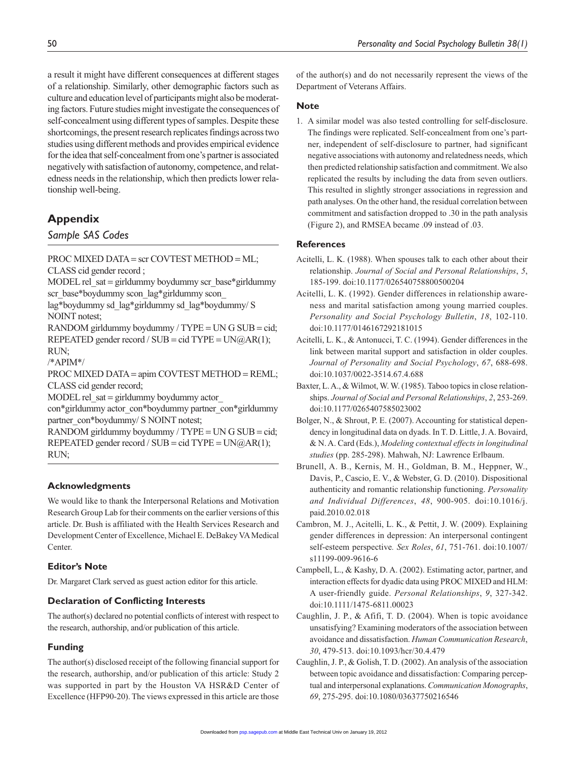a result it might have different consequences at different stages of a relationship. Similarly, other demographic factors such as culture and education level of participants might also be moderating factors. Future studies might investigate the consequences of self-concealment using different types of samples. Despite these shortcomings, the present research replicates findings across two studies using different methods and provides empirical evidence for the idea that self-concealment from one's partner is associated negatively with satisfaction of autonomy, competence, and relatedness needs in the relationship, which then predicts lower relationship well-being.

## Appendix

### Sample SAS Codes

```
PROC MIXED DATA = scr COVTEST METHOD = ML;
CLASS cid gender record ;
MODEL rel_sat = girldummy boydummy scr_base*girldummy
scr_base*boydummy scon_lag*girldummy scon_
lag*boydummy sd_lag*girldummy sd_lag*boydummy/ S
NOINT notest;
RANDOM girldummy boydummy / TYPE = UN G SUB = cid;
REPEATED gender record / SUB = cid TYPE = UN@AR(1);
RUN;
/*APIM*/
PROC MIXED DATA = apim COVTEST METHOD = REML;
CLASS cid gender record;
MODEL rel_sat = girldummy boydummy actor_
con*girldummy actor_con*boydummy partner_con*girldummy
partner_con*boydummy/ S NOINT notest;
RANDOM girldummy boydummy / TYPE = UN G SUB = cid;
REPEATED gender record / SUB = cid TYPE = UN@AR(1);
RUN;
```

### Acknowledgments

We would like to thank the Interpersonal Relations and Motivation Research Group Lab for their comments on the earlier versions of this article. Dr. Bush is affiliated with the Health Services Research and Development Center of Excellence, Michael E. DeBakey VA Medical Center.

### Editor's Note

Dr. Margaret Clark served as guest action editor for this article.

### Declaration of Conflicting Interests

The author(s) declared no potential conflicts of interest with respect to the research, authorship, and/or publication of this article.

### Funding

The author(s) disclosed receipt of the following financial support for the research, authorship, and/or publication of this article: Study 2 was supported in part by the Houston VA HSR&D Center of Excellence (HFP90-20). The views expressed in this article are those of the author(s) and do not necessarily represent the views of the Department of Veterans Affairs.

### Note

1. A similar model was also tested controlling for self-disclosure. The findings were replicated. Self-concealment from one's partner, independent of self-disclosure to partner, had significant negative associations with autonomy and relatedness needs, which then predicted relationship satisfaction and commitment. We also replicated the results by including the data from seven outliers. This resulted in slightly stronger associations in regression and path analyses. On the other hand, the residual correlation between commitment and satisfaction dropped to .30 in the path analysis (Figure 2), and RMSEA became .09 instead of .03.

### References

Acitelli, L. K. (1988). When spouses talk to each other about their relationship. *Journal of Social and Personal Relationships*, *5*, 185-199. doi:10.1177/026540758800500204

Acitelli, L. K. (1992). Gender differences in relationship awareness and marital satisfaction among young married couples. *Personality and Social Psychology Bulletin*, *18*, 102-110. doi:10.1177/0146167292181015

Acitelli, L. K., & Antonucci, T. C. (1994). Gender differences in the link between marital support and satisfaction in older couples. *Journal of Personality and Social Psychology*, *67*, 688-698. doi:10.1037/0022-3514.67.4.688

Baxter, L. A., & Wilmot, W. W. (1985). Taboo topics in close relationships. *Journal of Social and Personal Relationships*, *2*, 253-269. doi:10.1177/0265407585023002

Bolger, N., & Shrout, P. E. (2007). Accounting for statistical dependency in longitudinal data on dyads. In T. D. Little, J. A. Bovaird, & N. A. Card (Eds.), *Modeling contextual effects in longitudinal studies* (pp. 285-298). Mahwah, NJ: Lawrence Erlbaum.

Brunell, A. B., Kernis, M. H., Goldman, B. M., Heppner, W., Davis, P., Cascio, E. V., & Webster, G. D. (2010). Dispositional authenticity and romantic relationship functioning. *Personality and Individual Differences*, *48*, 900-905. doi:10.1016/j.paid.2010.02.018

Cambron, M. J., Acitelli, L. K., & Pettit, J. W. (2009). Explaining gender differences in depression: An interpersonal contingent self-esteem perspective. *Sex Roles*, *61*, 751-761. doi:10.1007/s11199-009-9616-6

Campbell, L., & Kashy, D. A. (2002). Estimating actor, partner, and interaction effects for dyadic data using PROC MIXED and HLM: A user-friendly guide. *Personal Relationships*, *9*, 327-342. doi:10.1111/1475-6811.00023

Caughlin, J. P., & Afifi, T. D. (2004). When is topic avoidance unsatisfying? Examining moderators of the association between avoidance and dissatisfaction. *Human Communication Research*, *30*, 479-513. doi:10.1093/hcr/30.4.479

Caughlin, J. P., & Golish, T. D. (2002). An analysis of the association between topic avoidance and dissatisfaction: Comparing perceptual and interpersonal explanations. *Communication Monographs*, *69*, 275-295. doi:10.1080/03637750216546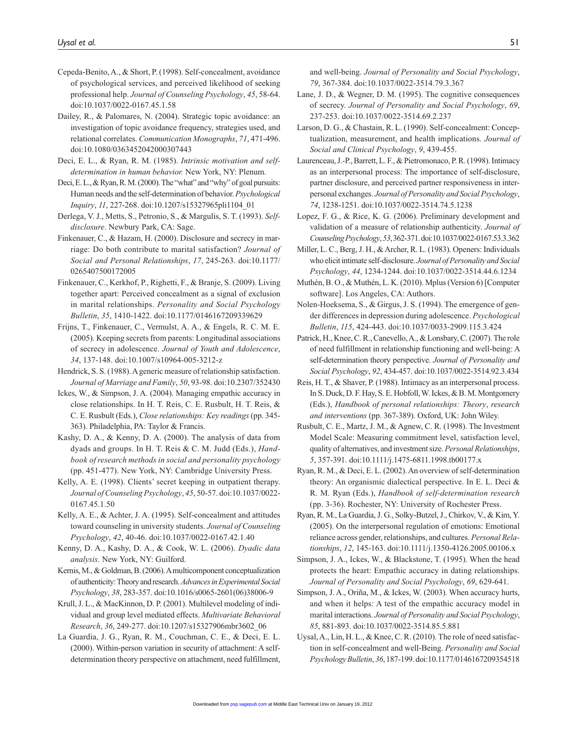Cepeda-Benito, A., & Short, P. (1998). Self-concealment, avoidance of psychological services, and perceived likelihood of seeking professional help. *Journal of Counseling Psychology*, *45*, 58-64. doi:10.1037/0022-0167.45.1.58

Dailey, R., & Palomares, N. (2004). Strategic topic avoidance: an investigation of topic avoidance frequency, strategies used, and relational correlates. *Communication Monographs*, *71*, 471-496. doi:10.1080/0363452042000307443

Deci, E. L., & Ryan, R. M. (1985). *Intrinsic motivation and self-determination in human behavior.* New York, NY: Plenum.

Deci, E. L., & Ryan, R. M. (2000). The "what" and "why" of goal pursuits: Human needs and the self-determination of behavior. *Psychological Inquiry*, *11*, 227-268. doi:10.1207/s15327965pli1104_01

Derlega, V. J., Metts, S., Petronio, S., & Margulis, S. T. (1993). *Self-disclosure*. Newbury Park, CA: Sage.

Finkenauer, C., & Hazam, H. (2000). Disclosure and secrecy in marriage: Do both contribute to marital satisfaction? *Journal of Social and Personal Relationships*, *17*, 245-263. doi:10.1177/0265407500172005

Finkenauer, C., Kerkhof, P., Righetti, F., & Branje, S. (2009). Living together apart: Perceived concealment as a signal of exclusion in marital relationships. *Personality and Social Psychology Bulletin*, *35*, 1410-1422. doi:10.1177/0146167209339629

Frijns, T., Finkenauer, C., Vermulst, A. A., & Engels, R. C. M. E. (2005). Keeping secrets from parents: Longitudinal associations of secrecy in adolescence. *Journal of Youth and Adolescence*, *34*, 137-148. doi:10.1007/s10964-005-3212-z

Hendrick, S. S. (1988). A generic measure of relationship satisfaction. *Journal of Marriage and Family*, *50*, 93-98. doi:10.2307/352430

Ickes, W., & Simpson, J. A. (2004). Managing empathic accuracy in close relationships. In H. T. Reis, C. E. Rusbult, H. T. Reis, & C. E. Rusbult (Eds.), *Close relationships: Key readings* (pp. 345-363). Philadelphia, PA: Taylor & Francis.

Kashy, D. A., & Kenny, D. A. (2000). The analysis of data from dyads and groups. In H. T. Reis & C. M. Judd (Eds.), *Handbook of research methods in social and personality psychology* (pp. 451-477). New York, NY: Cambridge University Press.

Kelly, A. E. (1998). Clients' secret keeping in outpatient therapy. *Journal of Counseling Psychology*, *45*, 50-57. doi:10.1037/0022-0167.45.1.50

Kelly, A. E., & Achter, J. A. (1995). Self-concealment and attitudes toward counseling in university students. *Journal of Counseling Psychology*, *42*, 40-46. doi:10.1037/0022-0167.42.1.40

Kenny, D. A., Kashy, D. A., & Cook, W. L. (2006). *Dyadic data analysis*. New York, NY: Guilford.

Kernis, M., & Goldman, B. (2006). A multicomponent conceptualization of authenticity: Theory and research. *Advances in Experimental Social Psychology*, *38*, 283-357. doi:10.1016/s0065-2601(06)38006-9

Krull, J. L., & MacKinnon, D. P. (2001). Multilevel modeling of individual and group level mediated effects. *Multivariate Behavioral Research*, *36*, 249-277. doi:10.1207/s15327906mbr3602_06

La Guardia, J. G., Ryan, R. M., Couchman, C. E., & Deci, E. L. (2000). Within-person variation in security of attachment: A self-determination theory perspective on attachment, need fulfillment, and well-being. *Journal of Personality and Social Psychology*, *79*, 367-384. doi:10.1037/0022-3514.79.3.367

Lane, J. D., & Wegner, D. M. (1995). The cognitive consequences of secrecy. *Journal of Personality and Social Psychology*, *69*, 237-253. doi:10.1037/0022-3514.69.2.237

Larson, D. G., & Chastain, R. L. (1990). Self-concealment: Conceptualization, measurement, and health implications. *Journal of Social and Clinical Psychology*, *9*, 439-455.

Laurenceau, J.-P., Barrett, L. F., & Pietromonaco, P. R. (1998). Intimacy as an interpersonal process: The importance of self-disclosure, partner disclosure, and perceived partner responsiveness in interpersonal exchanges. *Journal of Personality and Social Psychology*, *74*, 1238-1251. doi:10.1037/0022-3514.74.5.1238

Lopez, F. G., & Rice, K. G. (2006). Preliminary development and validation of a measure of relationship authenticity. *Journal of Counseling Psychology*, *53*, 362-371. doi:10.1037/0022-0167.53.3.362

Miller, L. C., Berg, J. H., & Archer, R. L. (1983). Openers: Individuals who elicit intimate self-disclosure. *Journal of Personality and Social Psychology*, *44*, 1234-1244. doi:10.1037/0022-3514.44.6.1234

Muthén, B. O., & Muthén, L. K. (2010). Mplus (Version 6) [Computer software]. Los Angeles, CA: Authors.

Nolen-Hoeksema, S., & Girgus, J. S. (1994). The emergence of gender differences in depression during adolescence. *Psychological Bulletin*, *115*, 424-443. doi:10.1037/0033-2909.115.3.424

Patrick, H., Knee, C. R., Canevello, A., & Lonsbary, C. (2007). The role of need fulfillment in relationship functioning and well-being: A self-determination theory perspective. *Journal of Personality and Social Psychology*, *92*, 434-457. doi:10.1037/0022-3514.92.3.434

Reis, H. T., & Shaver, P. (1988). Intimacy as an interpersonal process. In S. Duck, D. F. Hay, S. E. Hobfoll, W. Ickes, & B. M. Montgomery (Eds.), *Handbook of personal relationships: Theory*, *research and interventions* (pp. 367-389). Oxford, UK: John Wiley.

Rusbult, C. E., Martz, J. M., & Agnew, C. R. (1998). The Investment Model Scale: Measuring commitment level, satisfaction level, quality of alternatives, and investment size. *Personal Relationships*, *5*, 357-391. doi:10.1111/j.1475-6811.1998.tb00177.x

Ryan, R. M., & Deci, E. L. (2002). An overview of self-determination theory: An organismic dialectical perspective. In E. L. Deci & R. M. Ryan (Eds.), *Handbook of self-determination research* (pp. 3-36). Rochester, NY: University of Rochester Press.

Ryan, R. M., La Guardia, J. G., Solky-Butzel, J., Chirkov, V., & Kim, Y. (2005). On the interpersonal regulation of emotions: Emotional reliance across gender, relationships, and cultures. *Personal Relationships*, *12*, 145-163. doi:10.1111/j.1350-4126.2005.00106.x

Simpson, J. A., Ickes, W., & Blackstone, T. (1995). When the head protects the heart: Empathic accuracy in dating relationships. *Journal of Personality and Social Psychology*, *69*, 629-641.

Simpson, J. A., Oriña, M., & Ickes, W. (2003). When accuracy hurts, and when it helps: A test of the empathic accuracy model in marital interactions. *Journal of Personality and Social Psychology*, *85*, 881-893. doi:10.1037/0022-3514.85.5.881

Uysal, A., Lin, H. L., & Knee, C. R. (2010). The role of need satisfaction in self-concealment and well-Being. *Personality and Social Psychology Bulletin*, *36*, 187-199. doi:10.1177/0146167209354518